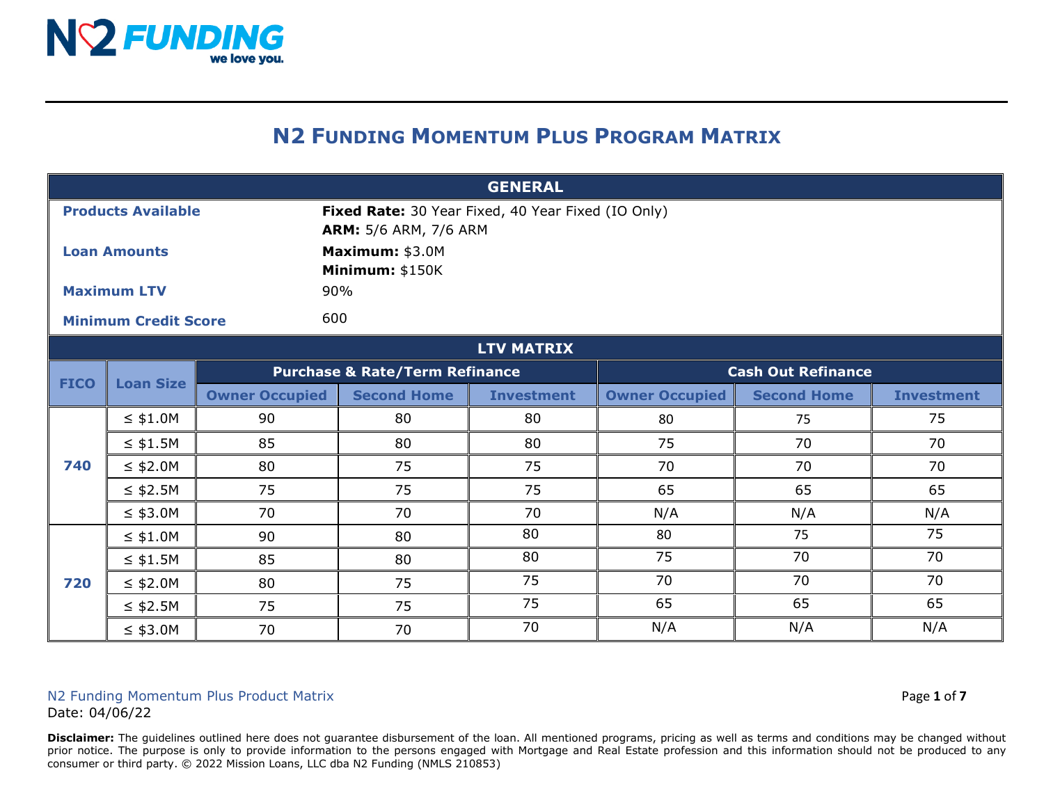# N2 Funding Momentum Plus Program Matrix

| GENERAL | |
|---|---|
| **Products Available** | **Fixed Rate:** 30 Year Fixed, 40 Year Fixed (IO Only)<br>**ARM:** 5/6 ARM, 7/6 ARM |
| **Loan Amounts** | **Maximum:** $3.0M<br>**Minimum:** $150K |
| **Maximum LTV** | 90% |
| **Minimum Credit Score** | 600 |

**LTV MATRIX**

| FICO | Loan Size | Purchase & Rate/Term Refinance | | | Cash Out Refinance | | |
|---|---|---|---|---|---|---|---|
| | | Owner Occupied | Second Home | Investment | Owner Occupied | Second Home | Investment |
| 740 | ≤ $1.0M | 90 | 80 | 80 | 80 | 75 | 75 |
| | ≤ $1.5M | 85 | 80 | 80 | 75 | 70 | 70 |
| | ≤ $2.0M | 80 | 75 | 75 | 70 | 70 | 70 |
| | ≤ $2.5M | 75 | 75 | 75 | 65 | 65 | 65 |
| | ≤ $3.0M | 70 | 70 | 70 | N/A | N/A | N/A |
| 720 | ≤ $1.0M | 90 | 80 | 80 | 80 | 75 | 75 |
| | ≤ $1.5M | 85 | 80 | 80 | 75 | 70 | 70 |
| | ≤ $2.0M | 80 | 75 | 75 | 70 | 70 | 70 |
| | ≤ $2.5M | 75 | 75 | 75 | 65 | 65 | 65 |
| | ≤ $3.0M | 70 | 70 | 70 | N/A | N/A | N/A |

N2 Funding Momentum Plus Product Matrix
Date: 04/06/22

**Disclaimer:** The guidelines outlined here does not guarantee disbursement of the loan. All mentioned programs, pricing as well as terms and conditions may be changed without prior notice. The purpose is only to provide information to the persons engaged with Mortgage and Real Estate profession and this information should not be produced to any consumer or third party. © 2022 Mission Loans, LLC dba N2 Funding (NMLS 210853)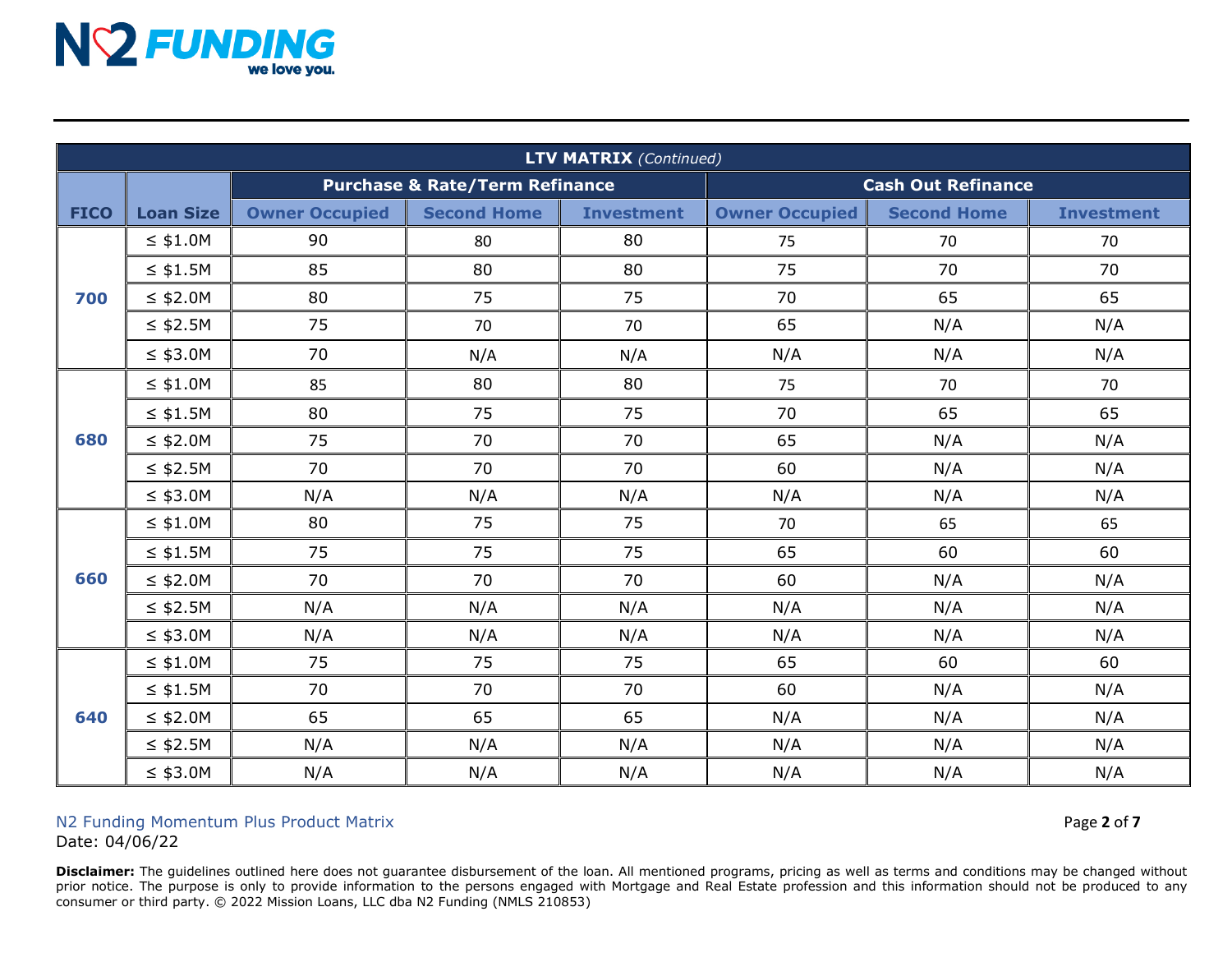| LTV MATRIX *(Continued)* | | | | | | | |
|---|---|---|---|---|---|---|---|
| | | **Purchase & Rate/Term Refinance** | | | **Cash Out Refinance** | | |
| **FICO** | **Loan Size** | **Owner Occupied** | **Second Home** | **Investment** | **Owner Occupied** | **Second Home** | **Investment** |
| **700** | ≤ $1.0M | 90 | 80 | 80 | 75 | 70 | 70 |
| | ≤ $1.5M | 85 | 80 | 80 | 75 | 70 | 70 |
| | ≤ $2.0M | 80 | 75 | 75 | 70 | 65 | 65 |
| | ≤ $2.5M | 75 | 70 | 70 | 65 | N/A | N/A |
| | ≤ $3.0M | 70 | N/A | N/A | N/A | N/A | N/A |
| **680** | ≤ $1.0M | 85 | 80 | 80 | 75 | 70 | 70 |
| | ≤ $1.5M | 80 | 75 | 75 | 70 | 65 | 65 |
| | ≤ $2.0M | 75 | 70 | 70 | 65 | N/A | N/A |
| | ≤ $2.5M | 70 | 70 | 70 | 60 | N/A | N/A |
| | ≤ $3.0M | N/A | N/A | N/A | N/A | N/A | N/A |
| **660** | ≤ $1.0M | 80 | 75 | 75 | 70 | 65 | 65 |
| | ≤ $1.5M | 75 | 75 | 75 | 65 | 60 | 60 |
| | ≤ $2.0M | 70 | 70 | 70 | 60 | N/A | N/A |
| | ≤ $2.5M | N/A | N/A | N/A | N/A | N/A | N/A |
| | ≤ $3.0M | N/A | N/A | N/A | N/A | N/A | N/A |
| **640** | ≤ $1.0M | 75 | 75 | 75 | 65 | 60 | 60 |
| | ≤ $1.5M | 70 | 70 | 70 | 60 | N/A | N/A |
| | ≤ $2.0M | 65 | 65 | 65 | N/A | N/A | N/A |
| | ≤ $2.5M | N/A | N/A | N/A | N/A | N/A | N/A |
| | ≤ $3.0M | N/A | N/A | N/A | N/A | N/A | N/A |

N2 Funding Momentum Plus Product Matrix
Date: 04/06/22

**Disclaimer:** The guidelines outlined here does not guarantee disbursement of the loan. All mentioned programs, pricing as well as terms and conditions may be changed without prior notice. The purpose is only to provide information to the persons engaged with Mortgage and Real Estate profession and this information should not be produced to any consumer or third party. © 2022 Mission Loans, LLC dba N2 Funding (NMLS 210853)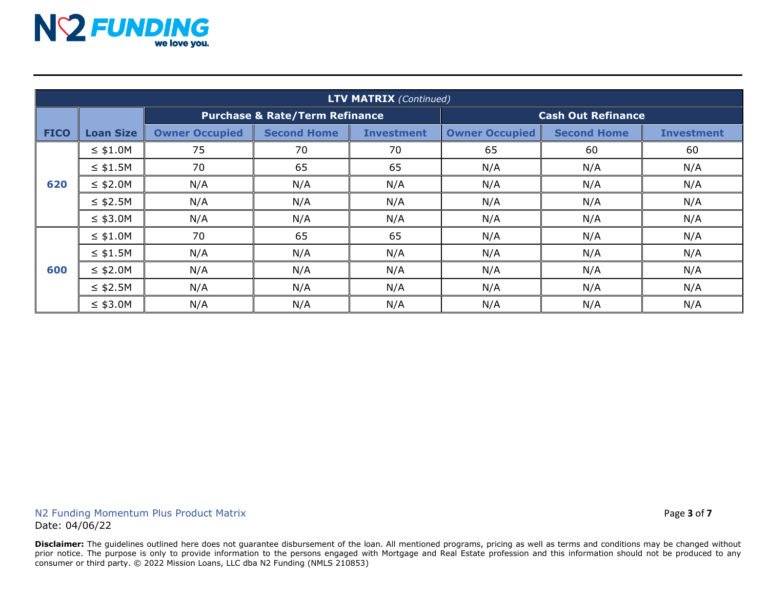| **LTV MATRIX** *(Continued)* | | | | | | | |
|---|---|---|---|---|---|---|---|
| | | **Purchase & Rate/Term Refinance** | | | **Cash Out Refinance** | | |
| **FICO** | **Loan Size** | **Owner Occupied** | **Second Home** | **Investment** | **Owner Occupied** | **Second Home** | **Investment** |
| **620** | ≤ $1.0M | 75 | 70 | 70 | 65 | 60 | 60 |
| | ≤ $1.5M | 70 | 65 | 65 | N/A | N/A | N/A |
| | ≤ $2.0M | N/A | N/A | N/A | N/A | N/A | N/A |
| | ≤ $2.5M | N/A | N/A | N/A | N/A | N/A | N/A |
| | ≤ $3.0M | N/A | N/A | N/A | N/A | N/A | N/A |
| **600** | ≤ $1.0M | 70 | 65 | 65 | N/A | N/A | N/A |
| | ≤ $1.5M | N/A | N/A | N/A | N/A | N/A | N/A |
| | ≤ $2.0M | N/A | N/A | N/A | N/A | N/A | N/A |
| | ≤ $2.5M | N/A | N/A | N/A | N/A | N/A | N/A |
| | ≤ $3.0M | N/A | N/A | N/A | N/A | N/A | N/A |

N2 Funding Momentum Plus Product Matrix
Date: 04/06/22

**Disclaimer:** The guidelines outlined here does not guarantee disbursement of the loan. All mentioned programs, pricing as well as terms and conditions may be changed without prior notice. The purpose is only to provide information to the persons engaged with Mortgage and Real Estate profession and this information should not be produced to any consumer or third party. © 2022 Mission Loans, LLC dba N2 Funding (NMLS 210853)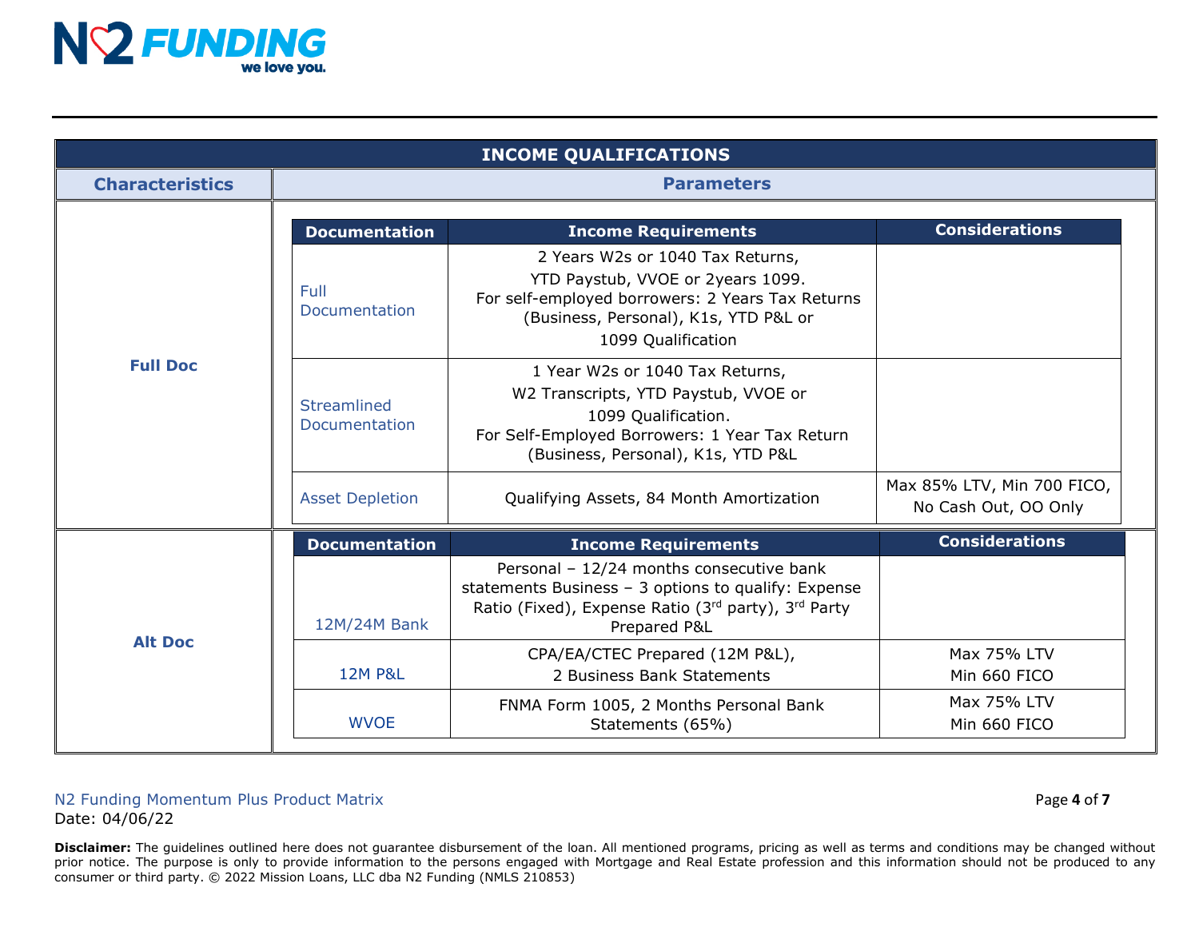## INCOME QUALIFICATIONS

| Characteristics | Documentation | Income Requirements | Considerations |
|---|---|---|---|
| **Full Doc** | Full Documentation | 2 Years W2s or 1040 Tax Returns, YTD Paystub, VVOE or 2years 1099. For self-employed borrowers: 2 Years Tax Returns (Business, Personal), K1s, YTD P&L or 1099 Qualification | |
| | Streamlined Documentation | 1 Year W2s or 1040 Tax Returns, W2 Transcripts, YTD Paystub, VVOE or 1099 Qualification. For Self-Employed Borrowers: 1 Year Tax Return (Business, Personal), K1s, YTD P&L | |
| | Asset Depletion | Qualifying Assets, 84 Month Amortization | Max 85% LTV, Min 700 FICO, No Cash Out, OO Only |
| **Alt Doc** | 12M/24M Bank | Personal – 12/24 months consecutive bank statements Business – 3 options to qualify: Expense Ratio (Fixed), Expense Ratio (3rd party), 3rd Party Prepared P&L | |
| | 12M P&L | CPA/EA/CTEC Prepared (12M P&L), 2 Business Bank Statements | Max 75% LTV Min 660 FICO |
| | WVOE | FNMA Form 1005, 2 Months Personal Bank Statements (65%) | Max 75% LTV Min 660 FICO |

N2 Funding Momentum Plus Product Matrix
Date: 04/06/22

**Disclaimer:** The guidelines outlined here does not guarantee disbursement of the loan. All mentioned programs, pricing as well as terms and conditions may be changed without prior notice. The purpose is only to provide information to the persons engaged with Mortgage and Real Estate profession and this information should not be produced to any consumer or third party. © 2022 Mission Loans, LLC dba N2 Funding (NMLS 210853)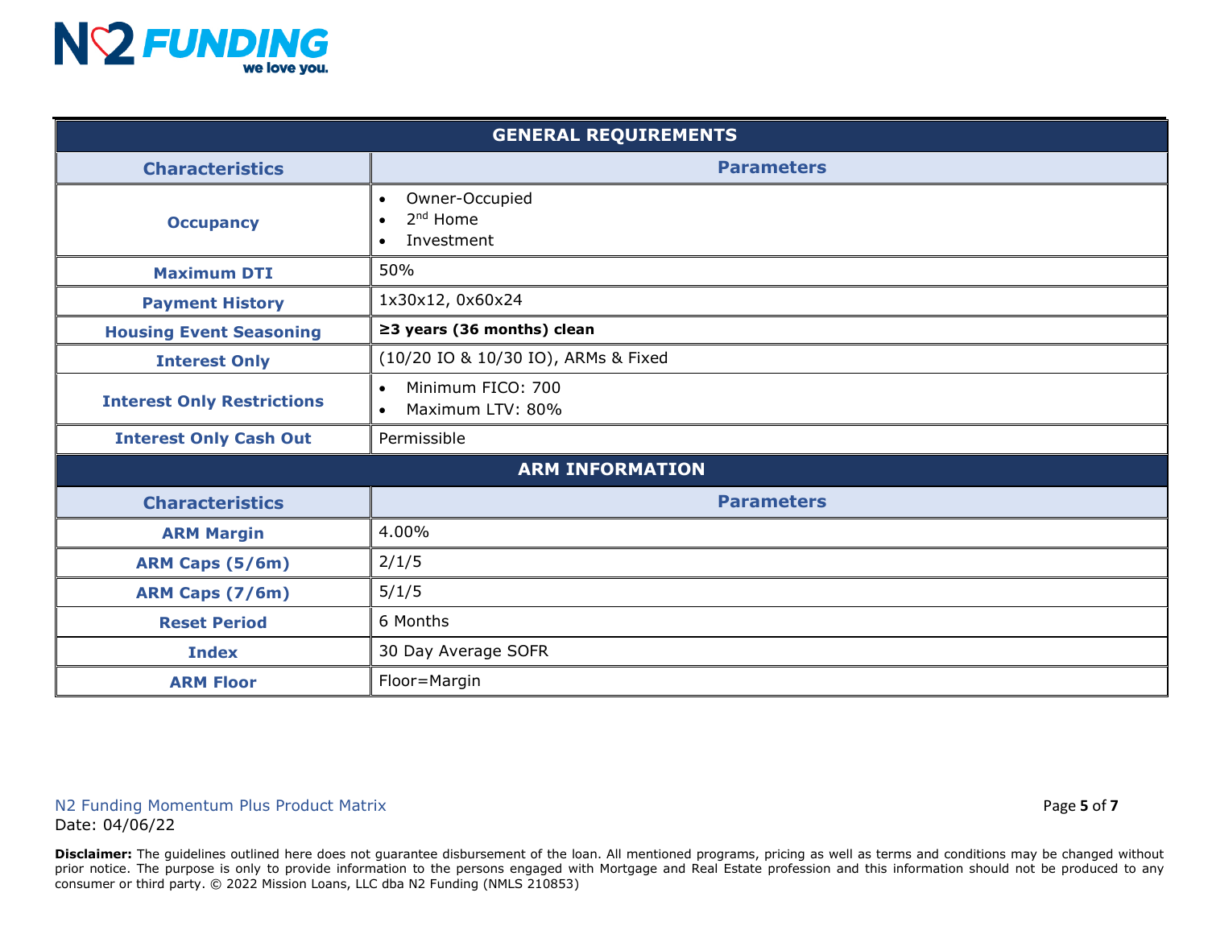| GENERAL REQUIREMENTS | |
|---|---|
| **Characteristics** | **Parameters** |
| **Occupancy** | • Owner-Occupied<br>• 2nd Home<br>• Investment |
| **Maximum DTI** | 50% |
| **Payment History** | 1x30x12, 0x60x24 |
| **Housing Event Seasoning** | **≥3 years (36 months) clean** |
| **Interest Only** | (10/20 IO & 10/30 IO), ARMs & Fixed |
| **Interest Only Restrictions** | • Minimum FICO: 700<br>• Maximum LTV: 80% |
| **Interest Only Cash Out** | Permissible |

| ARM INFORMATION | |
|---|---|
| **Characteristics** | **Parameters** |
| **ARM Margin** | 4.00% |
| **ARM Caps (5/6m)** | 2/1/5 |
| **ARM Caps (7/6m)** | 5/1/5 |
| **Reset Period** | 6 Months |
| **Index** | 30 Day Average SOFR |
| **ARM Floor** | Floor=Margin |

**Disclaimer:** The guidelines outlined here does not guarantee disbursement of the loan. All mentioned programs, pricing as well as terms and conditions may be changed without prior notice. The purpose is only to provide information to the persons engaged with Mortgage and Real Estate profession and this information should not be produced to any consumer or third party. © 2022 Mission Loans, LLC dba N2 Funding (NMLS 210853)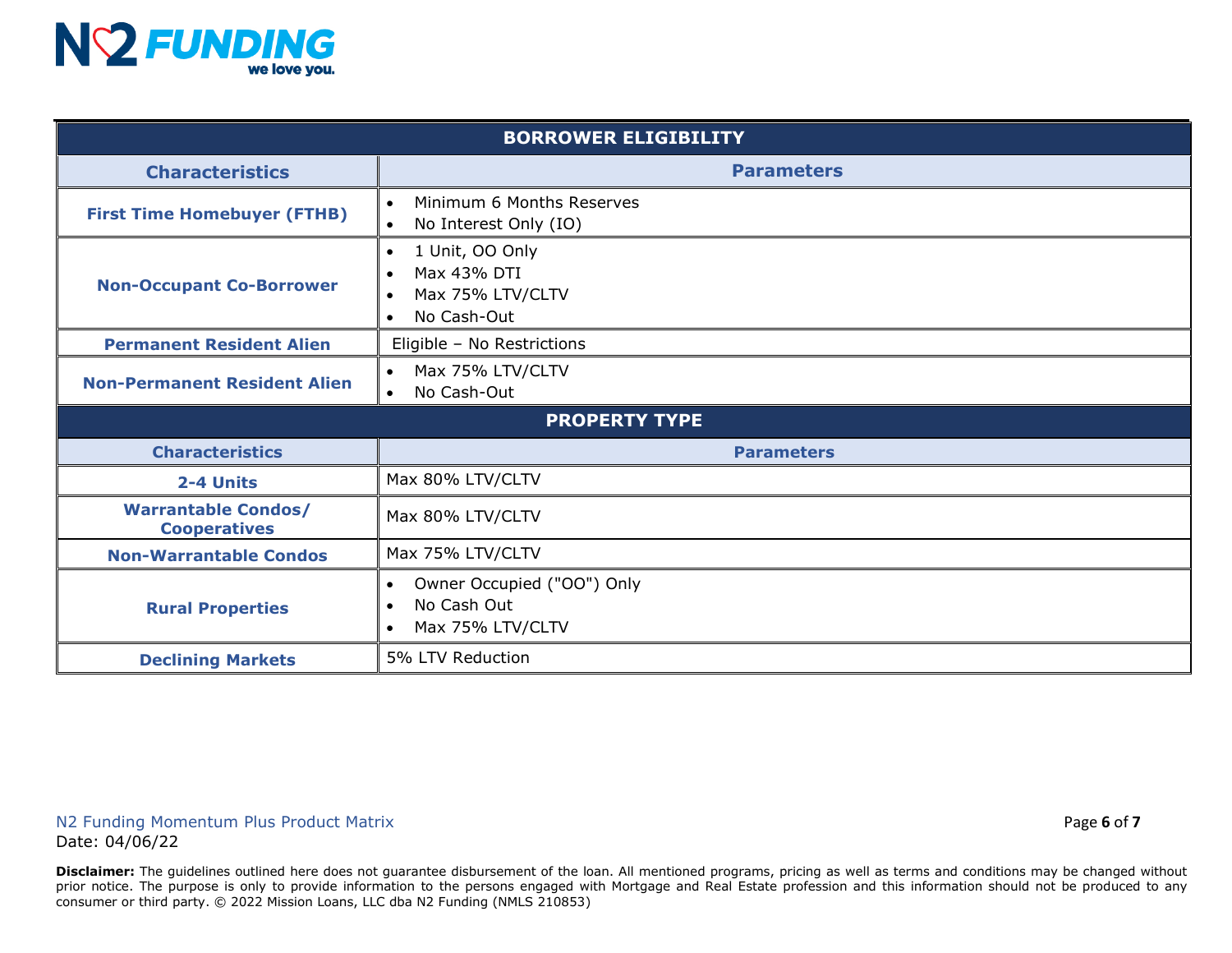| BORROWER ELIGIBILITY | |
|---|---|
| **Characteristics** | **Parameters** |
| **First Time Homebuyer (FTHB)** | • Minimum 6 Months Reserves<br>• No Interest Only (IO) |
| **Non-Occupant Co-Borrower** | • 1 Unit, OO Only<br>• Max 43% DTI<br>• Max 75% LTV/CLTV<br>• No Cash-Out |
| **Permanent Resident Alien** | Eligible – No Restrictions |
| **Non-Permanent Resident Alien** | • Max 75% LTV/CLTV<br>• No Cash-Out |

| PROPERTY TYPE | |
|---|---|
| **Characteristics** | **Parameters** |
| **2-4 Units** | Max 80% LTV/CLTV |
| **Warrantable Condos/ Cooperatives** | Max 80% LTV/CLTV |
| **Non-Warrantable Condos** | Max 75% LTV/CLTV |
| **Rural Properties** | • Owner Occupied ("OO") Only<br>• No Cash Out<br>• Max 75% LTV/CLTV |
| **Declining Markets** | 5% LTV Reduction |

N2 Funding Momentum Plus Product Matrix
Date: 04/06/22

**Disclaimer:** The guidelines outlined here does not guarantee disbursement of the loan. All mentioned programs, pricing as well as terms and conditions may be changed without prior notice. The purpose is only to provide information to the persons engaged with Mortgage and Real Estate profession and this information should not be produced to any consumer or third party. © 2022 Mission Loans, LLC dba N2 Funding (NMLS 210853)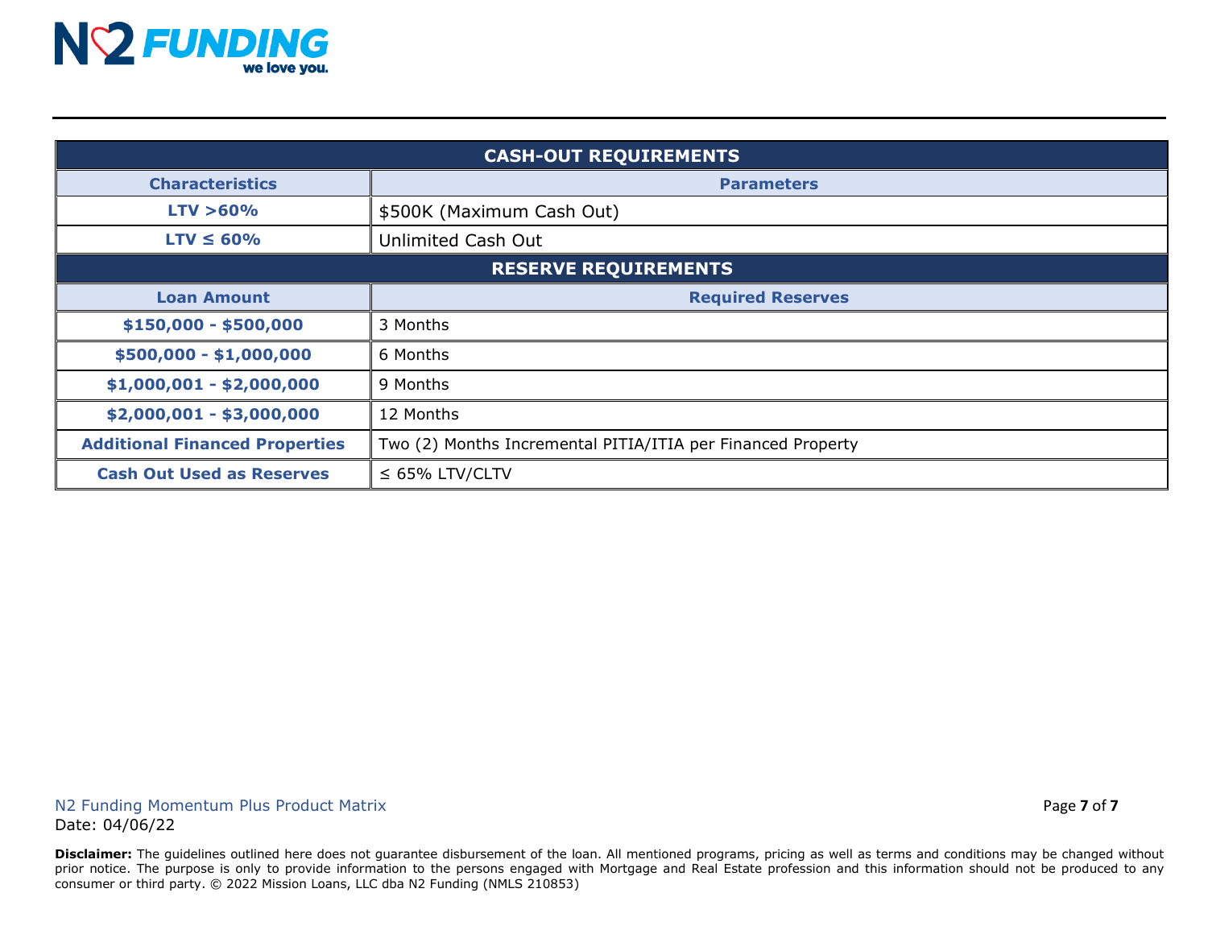| CASH-OUT REQUIREMENTS | |
|---|---|
| **Characteristics** | **Parameters** |
| **LTV >60%** | $500K (Maximum Cash Out) |
| **LTV ≤ 60%** | Unlimited Cash Out |

| RESERVE REQUIREMENTS | |
|---|---|
| **Loan Amount** | **Required Reserves** |
| **$150,000 - $500,000** | 3 Months |
| **$500,000 - $1,000,000** | 6 Months |
| **$1,000,001 - $2,000,000** | 9 Months |
| **$2,000,001 - $3,000,000** | 12 Months |
| **Additional Financed Properties** | Two (2) Months Incremental PITIA/ITIA per Financed Property |
| **Cash Out Used as Reserves** | ≤ 65% LTV/CLTV |

N2 Funding Momentum Plus Product Matrix
Date: 04/06/22

**Disclaimer:** The guidelines outlined here does not guarantee disbursement of the loan. All mentioned programs, pricing as well as terms and conditions may be changed without prior notice. The purpose is only to provide information to the persons engaged with Mortgage and Real Estate profession and this information should not be produced to any consumer or third party. © 2022 Mission Loans, LLC dba N2 Funding (NMLS 210853)